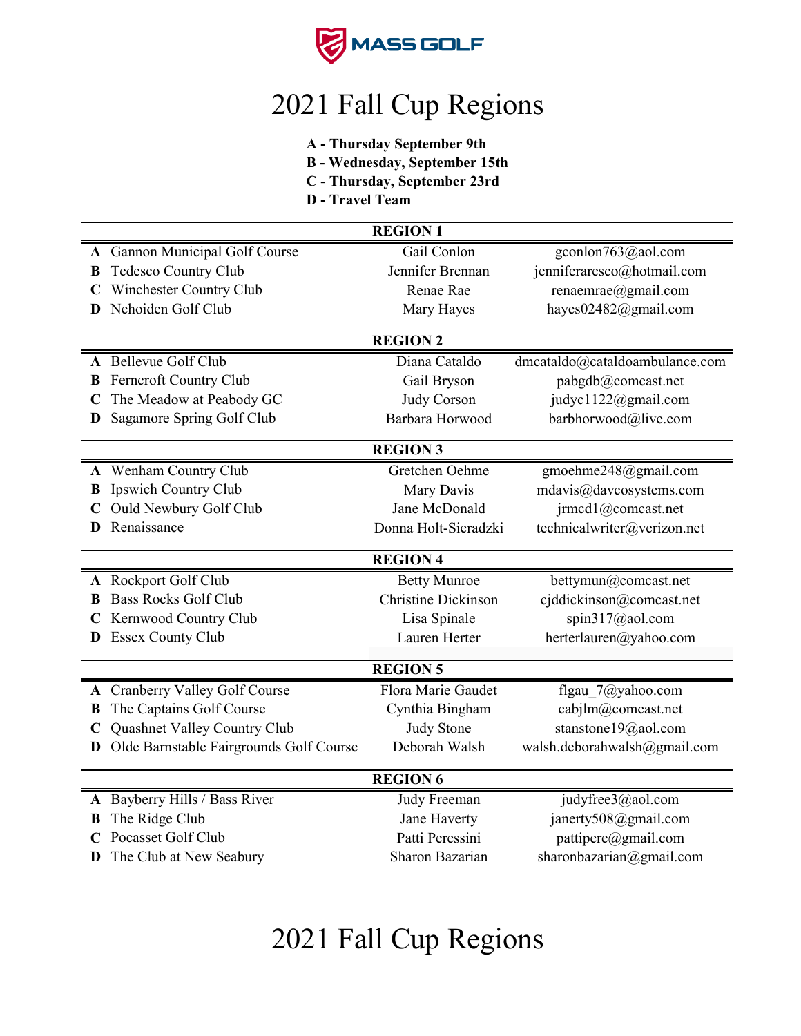MASS GOLF

# 2021 Fall Cup Regions

**A - Thursday September 9th**
**B - Wednesday, September 15th**
**C - Thursday, September 23rd**
**D - Travel Team**

| | **REGION 1** | | |
|---|---|---|---|
| **A** | Gannon Municipal Golf Course | Gail Conlon | gconlon763@aol.com |
| **B** | Tedesco Country Club | Jennifer Brennan | jenniferaresco@hotmail.com |
| **C** | Winchester Country Club | Renae Rae | renaemrae@gmail.com |
| **D** | Nehoiden Golf Club | Mary Hayes | hayes02482@gmail.com |

| | **REGION 2** | | |
|---|---|---|---|
| **A** | Bellevue Golf Club | Diana Cataldo | dmcataldo@cataldoambulance.com |
| **B** | Ferncroft Country Club | Gail Bryson | pabgdb@comcast.net |
| **C** | The Meadow at Peabody GC | Judy Corson | judyc1122@gmail.com |
| **D** | Sagamore Spring Golf Club | Barbara Horwood | barbhorwood@live.com |

| | **REGION 3** | | |
|---|---|---|---|
| **A** | Wenham Country Club | Gretchen Oehme | gmoehme248@gmail.com |
| **B** | Ipswich Country Club | Mary Davis | mdavis@davcosystems.com |
| **C** | Ould Newbury Golf Club | Jane McDonald | jrmcd1@comcast.net |
| **D** | Renaissance | Donna Holt-Sieradzki | technicalwriter@verizon.net |

| | **REGION 4** | | |
|---|---|---|---|
| **A** | Rockport Golf Club | Betty Munroe | bettymun@comcast.net |
| **B** | Bass Rocks Golf Club | Christine Dickinson | cjddickinson@comcast.net |
| **C** | Kernwood Country Club | Lisa Spinale | spin317@aol.com |
| **D** | Essex County Club | Lauren Herter | herterlauren@yahoo.com |

| | **REGION 5** | | |
|---|---|---|---|
| **A** | Cranberry Valley Golf Course | Flora Marie Gaudet | flgau_7@yahoo.com |
| **B** | The Captains Golf Course | Cynthia Bingham | cabjlm@comcast.net |
| **C** | Quashnet Valley Country Club | Judy Stone | stanstone19@aol.com |
| **D** | Olde Barnstable Fairgrounds Golf Course | Deborah Walsh | walsh.deborahwalsh@gmail.com |

| | **REGION 6** | | |
|---|---|---|---|
| **A** | Bayberry Hills / Bass River | Judy Freeman | judyfree3@aol.com |
| **B** | The Ridge Club | Jane Haverty | janerty508@gmail.com |
| **C** | Pocasset Golf Club | Patti Peressini | pattipere@gmail.com |
| **D** | The Club at New Seabury | Sharon Bazarian | sharonbazarian@gmail.com |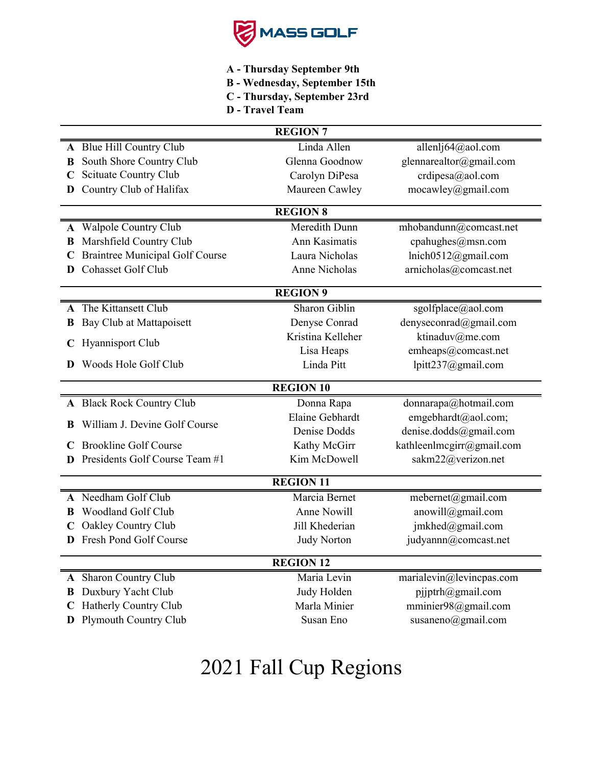MASS GOLF

**A - Thursday September 9th**
**B - Wednesday, September 15th**
**C - Thursday, September 23rd**
**D - Travel Team**

| | Club | Contact | Email |
|---|---|---|---|
| | **REGION 7** | | |
| **A** | Blue Hill Country Club | Linda Allen | allenlj64@aol.com |
| **B** | South Shore Country Club | Glenna Goodnow | glennarealtor@gmail.com |
| **C** | Scituate Country Club | Carolyn DiPesa | crdipesa@aol.com |
| **D** | Country Club of Halifax | Maureen Cawley | mocawley@gmail.com |
| | **REGION 8** | | |
| **A** | Walpole Country Club | Meredith Dunn | mhobandunn@comcast.net |
| **B** | Marshfield Country Club | Ann Kasimatis | cpahughes@msn.com |
| **C** | Braintree Municipal Golf Course | Laura Nicholas | lnich0512@gmail.com |
| **D** | Cohasset Golf Club | Anne Nicholas | arnicholas@comcast.net |
| | **REGION 9** | | |
| **A** | The Kittansett Club | Sharon Giblin | sgolfplace@aol.com |
| **B** | Bay Club at Mattapoisett | Denyse Conrad | denyseconrad@gmail.com |
| **C** | Hyannisport Club | Kristina Kelleher<br>Lisa Heaps | ktinaduv@me.com<br>emheaps@comcast.net |
| **D** | Woods Hole Golf Club | Linda Pitt | lpitt237@gmail.com |
| | **REGION 10** | | |
| **A** | Black Rock Country Club | Donna Rapa | donnarapa@hotmail.com |
| **B** | William J. Devine Golf Course | Elaine Gebhardt<br>Denise Dodds | emgebhardt@aol.com;<br>denise.dodds@gmail.com |
| **C** | Brookline Golf Course | Kathy McGirr | kathleenlmcgirr@gmail.com |
| **D** | Presidents Golf Course Team #1 | Kim McDowell | sakm22@verizon.net |
| | **REGION 11** | | |
| **A** | Needham Golf Club | Marcia Bernet | mebernet@gmail.com |
| **B** | Woodland Golf Club | Anne Nowill | anowill@gmail.com |
| **C** | Oakley Country Club | Jill Khederian | jmkhed@gmail.com |
| **D** | Fresh Pond Golf Course | Judy Norton | judyannn@comcast.net |
| | **REGION 12** | | |
| **A** | Sharon Country Club | Maria Levin | marialevin@levincpas.com |
| **B** | Duxbury Yacht Club | Judy Holden | pjjptrh@gmail.com |
| **C** | Hatherly Country Club | Marla Minier | mminier98@gmail.com |
| **D** | Plymouth Country Club | Susan Eno | susaneno@gmail.com |

# 2021 Fall Cup Regions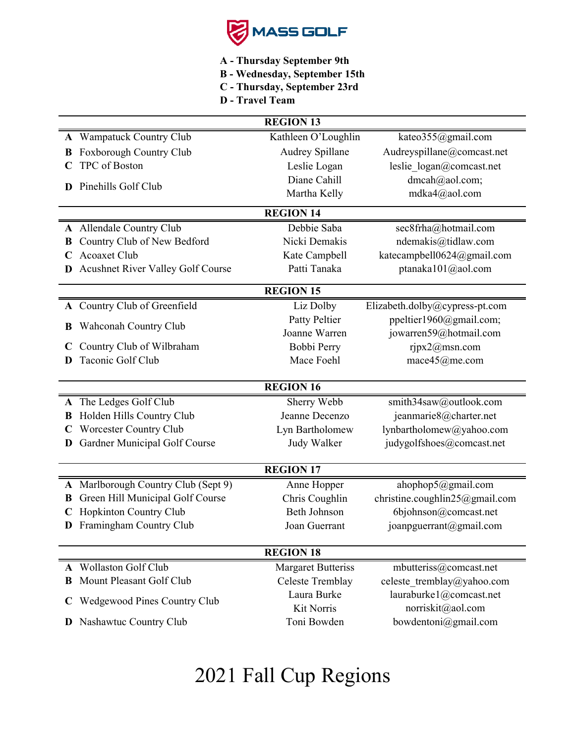MASS GOLF

**A - Thursday September 9th**
**B - Wednesday, September 15th**
**C - Thursday, September 23rd**
**D - Travel Team**

| | | | |
|---|---|---|---|
| | **REGION 13** | | |
| **A** | Wampatuck Country Club | Kathleen O'Loughlin | kateo355@gmail.com |
| **B** | Foxborough Country Club | Audrey Spillane | Audreyspillane@comcast.net |
| **C** | TPC of Boston | Leslie Logan | leslie_logan@comcast.net |
| **D** | Pinehills Golf Club | Diane Cahill<br>Martha Kelly | dmcah@aol.com;<br>mdka4@aol.com |
| | **REGION 14** | | |
| **A** | Allendale Country Club | Debbie Saba | sec8frha@hotmail.com |
| **B** | Country Club of New Bedford | Nicki Demakis | ndemakis@tidlaw.com |
| **C** | Acoaxet Club | Kate Campbell | katecampbell0624@gmail.com |
| **D** | Acushnet River Valley Golf Course | Patti Tanaka | ptanaka101@aol.com |
| | **REGION 15** | | |
| **A** | Country Club of Greenfield | Liz Dolby | Elizabeth.dolby@cypress-pt.com |
| **B** | Wahconah Country Club | Patty Peltier<br>Joanne Warren | ppeltier1960@gmail.com;<br>jowarren59@hotmail.com |
| **C** | Country Club of Wilbraham | Bobbi Perry | rjpx2@msn.com |
| **D** | Taconic Golf Club | Mace Foehl | mace45@me.com |
| | **REGION 16** | | |
| **A** | The Ledges Golf Club | Sherry Webb | smith34saw@outlook.com |
| **B** | Holden Hills Country Club | Jeanne Decenzo | jeanmarie8@charter.net |
| **C** | Worcester Country Club | Lyn Bartholomew | lynbartholomew@yahoo.com |
| **D** | Gardner Municipal Golf Course | Judy Walker | judygolfshoes@comcast.net |
| | **REGION 17** | | |
| **A** | Marlborough Country Club (Sept 9) | Anne Hopper | ahophop5@gmail.com |
| **B** | Green Hill Municipal Golf Course | Chris Coughlin | christine.coughlin25@gmail.com |
| **C** | Hopkinton Country Club | Beth Johnson | 6bjohnson@comcast.net |
| **D** | Framingham Country Club | Joan Guerrant | joanpguerrant@gmail.com |
| | **REGION 18** | | |
| **A** | Wollaston Golf Club | Margaret Butteriss | mbutteriss@comcast.net |
| **B** | Mount Pleasant Golf Club | Celeste Tremblay | celeste_tremblay@yahoo.com |
| **C** | Wedgewood Pines Country Club | Laura Burke<br>Kit Norris | lauraburke1@comcast.net<br>norriskit@aol.com |
| **D** | Nashawtuc Country Club | Toni Bowden | bowdentoni@gmail.com |

# 2021 Fall Cup Regions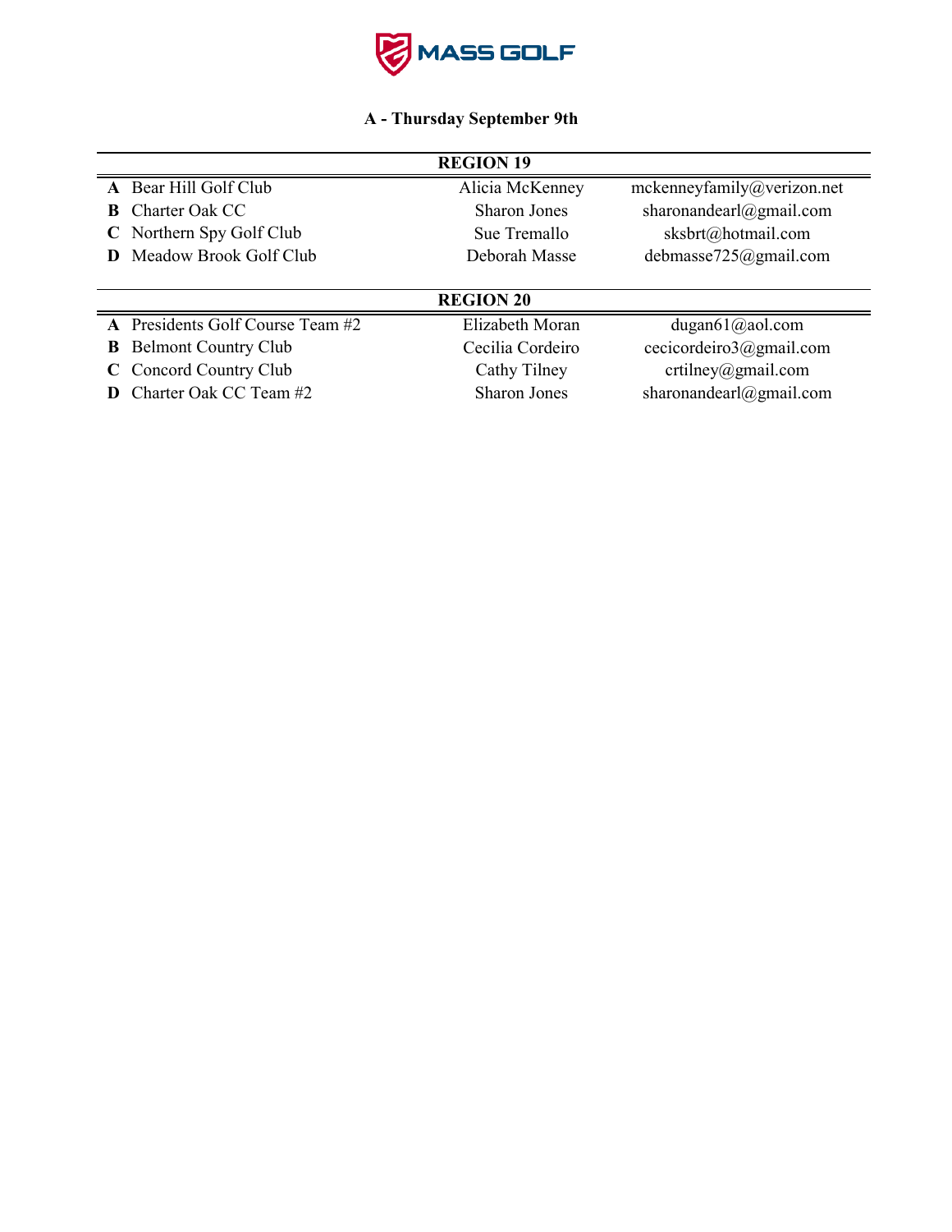MASS GOLF

## A - Thursday September 9th

| REGION 19 | | | |
|---|---|---|---|
| **A** | Bear Hill Golf Club | Alicia McKenney | mckenneyfamily@verizon.net |
| **B** | Charter Oak CC | Sharon Jones | sharonandearl@gmail.com |
| **C** | Northern Spy Golf Club | Sue Tremallo | sksbrt@hotmail.com |
| **D** | Meadow Brook Golf Club | Deborah Masse | debmasse725@gmail.com |

| REGION 20 | | | |
|---|---|---|---|
| **A** | Presidents Golf Course Team #2 | Elizabeth Moran | dugan61@aol.com |
| **B** | Belmont Country Club | Cecilia Cordeiro | cecicordeiro3@gmail.com |
| **C** | Concord Country Club | Cathy Tilney | crtilney@gmail.com |
| **D** | Charter Oak CC Team #2 | Sharon Jones | sharonandearl@gmail.com |